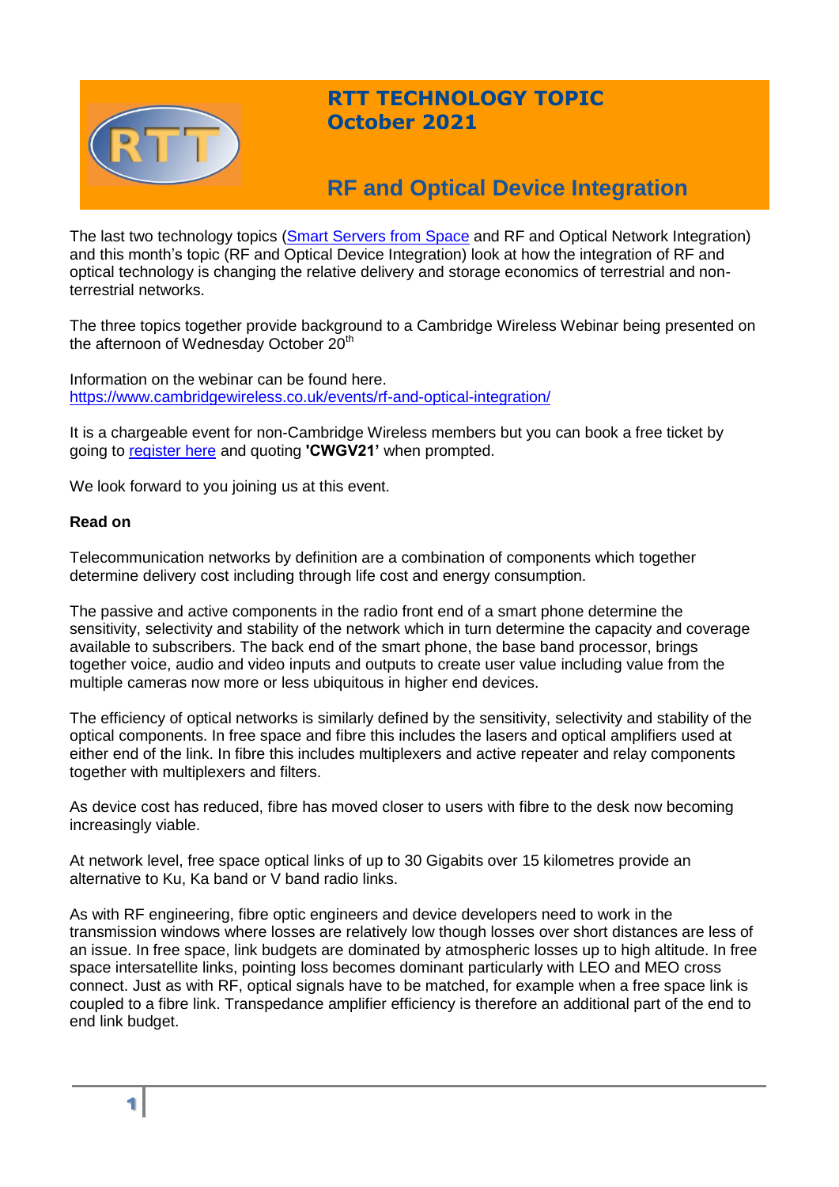# RTT TECHNOLOGY TOPIC
## October 2021

## RF and Optical Device Integration

The last two technology topics (Smart Servers from Space and RF and Optical Network Integration) and this month's topic (RF and Optical Device Integration) look at how the integration of RF and optical technology is changing the relative delivery and storage economics of terrestrial and non-terrestrial networks.

The three topics together provide background to a Cambridge Wireless Webinar being presented on the afternoon of Wednesday October 20th

Information on the webinar can be found here.
https://www.cambridgewireless.co.uk/events/rf-and-optical-integration/

It is a chargeable event for non-Cambridge Wireless members but you can book a free ticket by going to register here and quoting **'CWGV21'** when prompted.

We look forward to you joining us at this event.

**Read on**

Telecommunication networks by definition are a combination of components which together determine delivery cost including through life cost and energy consumption.

The passive and active components in the radio front end of a smart phone determine the sensitivity, selectivity and stability of the network which in turn determine the capacity and coverage available to subscribers. The back end of the smart phone, the base band processor, brings together voice, audio and video inputs and outputs to create user value including value from the multiple cameras now more or less ubiquitous in higher end devices.

The efficiency of optical networks is similarly defined by the sensitivity, selectivity and stability of the optical components. In free space and fibre this includes the lasers and optical amplifiers used at either end of the link. In fibre this includes multiplexers and active repeater and relay components together with multiplexers and filters.

As device cost has reduced, fibre has moved closer to users with fibre to the desk now becoming increasingly viable.

At network level, free space optical links of up to 30 Gigabits over 15 kilometres provide an alternative to Ku, Ka band or V band radio links.

As with RF engineering, fibre optic engineers and device developers need to work in the transmission windows where losses are relatively low though losses over short distances are less of an issue. In free space, link budgets are dominated by atmospheric losses up to high altitude. In free space intersatellite links, pointing loss becomes dominant particularly with LEO and MEO cross connect. Just as with RF, optical signals have to be matched, for example when a free space link is coupled to a fibre link. Transpedance amplifier efficiency is therefore an additional part of the end to end link budget.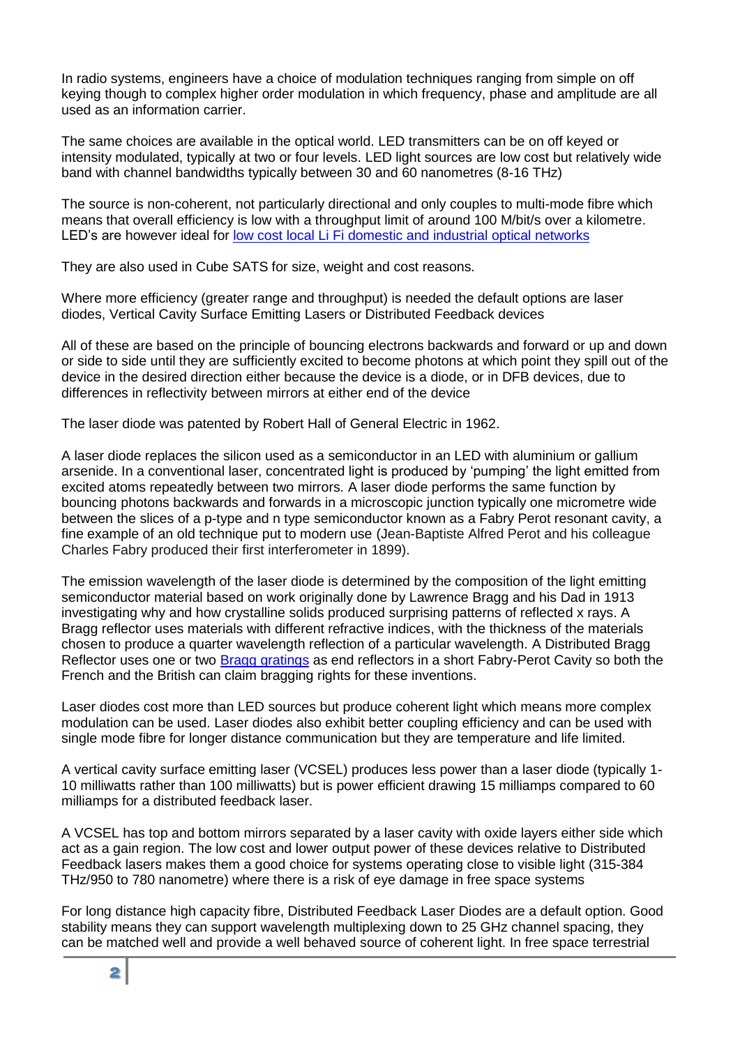In radio systems, engineers have a choice of modulation techniques ranging from simple on off keying though to complex higher order modulation in which frequency, phase and amplitude are all used as an information carrier.

The same choices are available in the optical world. LED transmitters can be on off keyed or intensity modulated, typically at two or four levels. LED light sources are low cost but relatively wide band with channel bandwidths typically between 30 and 60 nanometres (8-16 THz)

The source is non-coherent, not particularly directional and only couples to multi-mode fibre which means that overall efficiency is low with a throughput limit of around 100 M/bit/s over a kilometre. LED's are however ideal for [low cost local Li Fi domestic and industrial optical networks]()

They are also used in Cube SATS for size, weight and cost reasons.

Where more efficiency (greater range and throughput) is needed the default options are laser diodes, Vertical Cavity Surface Emitting Lasers or Distributed Feedback devices

All of these are based on the principle of bouncing electrons backwards and forward or up and down or side to side until they are sufficiently excited to become photons at which point they spill out of the device in the desired direction either because the device is a diode, or in DFB devices, due to differences in reflectivity between mirrors at either end of the device

The laser diode was patented by Robert Hall of General Electric in 1962.

A laser diode replaces the silicon used as a semiconductor in an LED with aluminium or gallium arsenide. In a conventional laser, concentrated light is produced by 'pumping' the light emitted from excited atoms repeatedly between two mirrors. A laser diode performs the same function by bouncing photons backwards and forwards in a microscopic junction typically one micrometre wide between the slices of a p-type and n type semiconductor known as a Fabry Perot resonant cavity, a fine example of an old technique put to modern use (Jean-Baptiste Alfred Perot and his colleague Charles Fabry produced their first interferometer in 1899).

The emission wavelength of the laser diode is determined by the composition of the light emitting semiconductor material based on work originally done by Lawrence Bragg and his Dad in 1913 investigating why and how crystalline solids produced surprising patterns of reflected x rays. A Bragg reflector uses materials with different refractive indices, with the thickness of the materials chosen to produce a quarter wavelength reflection of a particular wavelength. A Distributed Bragg Reflector uses one or two [Bragg gratings]() as end reflectors in a short Fabry-Perot Cavity so both the French and the British can claim bragging rights for these inventions.

Laser diodes cost more than LED sources but produce coherent light which means more complex modulation can be used. Laser diodes also exhibit better coupling efficiency and can be used with single mode fibre for longer distance communication but they are temperature and life limited.

A vertical cavity surface emitting laser (VCSEL) produces less power than a laser diode (typically 1-10 milliwatts rather than 100 milliwatts) but is power efficient drawing 15 milliamps compared to 60 milliamps for a distributed feedback laser.

A VCSEL has top and bottom mirrors separated by a laser cavity with oxide layers either side which act as a gain region. The low cost and lower output power of these devices relative to Distributed Feedback lasers makes them a good choice for systems operating close to visible light (315-384 THz/950 to 780 nanometre) where there is a risk of eye damage in free space systems

For long distance high capacity fibre, Distributed Feedback Laser Diodes are a default option. Good stability means they can support wavelength multiplexing down to 25 GHz channel spacing, they can be matched well and provide a well behaved source of coherent light. In free space terrestrial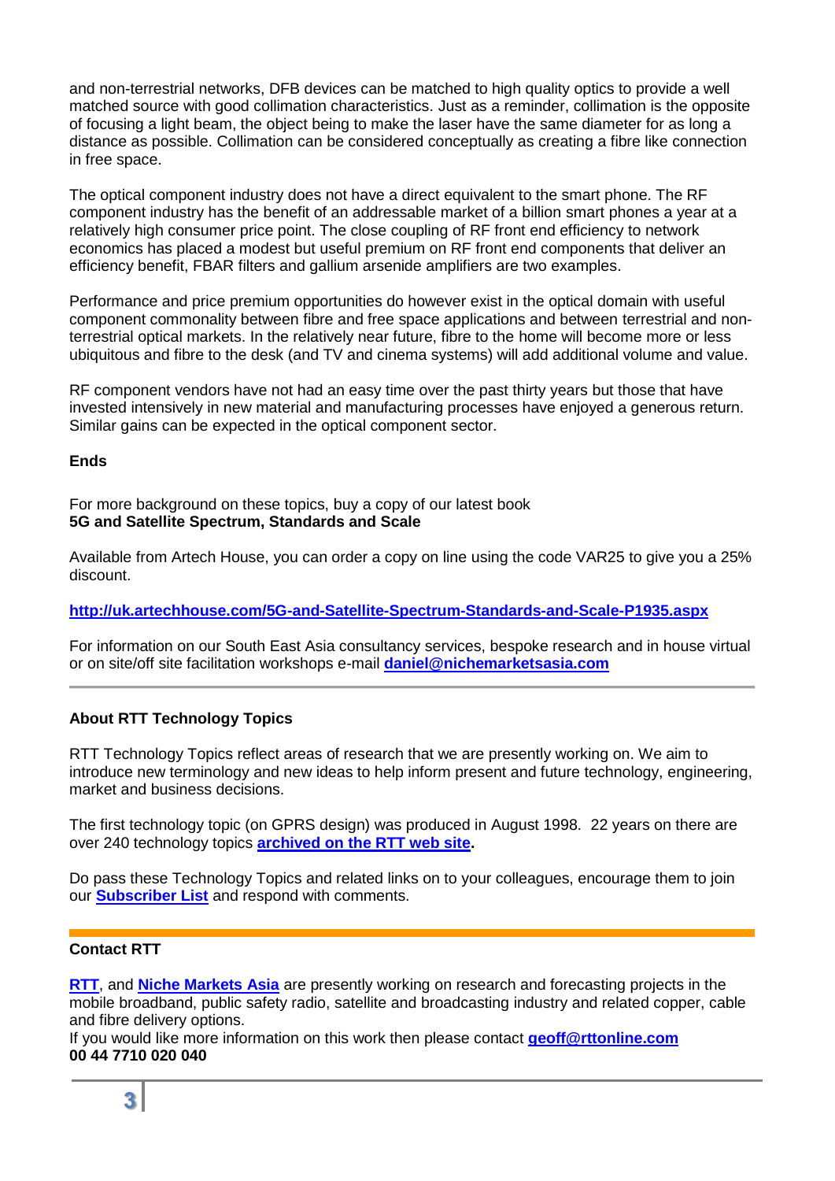and non-terrestrial networks, DFB devices can be matched to high quality optics to provide a well matched source with good collimation characteristics. Just as a reminder, collimation is the opposite of focusing a light beam, the object being to make the laser have the same diameter for as long a distance as possible. Collimation can be considered conceptually as creating a fibre like connection in free space.

The optical component industry does not have a direct equivalent to the smart phone. The RF component industry has the benefit of an addressable market of a billion smart phones a year at a relatively high consumer price point. The close coupling of RF front end efficiency to network economics has placed a modest but useful premium on RF front end components that deliver an efficiency benefit, FBAR filters and gallium arsenide amplifiers are two examples.

Performance and price premium opportunities do however exist in the optical domain with useful component commonality between fibre and free space applications and between terrestrial and non-terrestrial optical markets. In the relatively near future, fibre to the home will become more or less ubiquitous and fibre to the desk (and TV and cinema systems) will add additional volume and value.

RF component vendors have not had an easy time over the past thirty years but those that have invested intensively in new material and manufacturing processes have enjoyed a generous return. Similar gains can be expected in the optical component sector.

**Ends**

For more background on these topics, buy a copy of our latest book
**5G and Satellite Spectrum, Standards and Scale**

Available from Artech House, you can order a copy on line using the code VAR25 to give you a 25% discount.

**http://uk.artechhouse.com/5G-and-Satellite-Spectrum-Standards-and-Scale-P1935.aspx**

For information on our South East Asia consultancy services, bespoke research and in house virtual or on site/off site facilitation workshops e-mail **daniel@nichemarketsasia.com**

---

**About RTT Technology Topics**

RTT Technology Topics reflect areas of research that we are presently working on. We aim to introduce new terminology and new ideas to help inform present and future technology, engineering, market and business decisions.

The first technology topic (on GPRS design) was produced in August 1998. 22 years on there are over 240 technology topics **archived on the RTT web site.**

Do pass these Technology Topics and related links on to your colleagues, encourage them to join our **Subscriber List** and respond with comments.

---

**Contact RTT**

**RTT**, and **Niche Markets Asia** are presently working on research and forecasting projects in the mobile broadband, public safety radio, satellite and broadcasting industry and related copper, cable and fibre delivery options.
If you would like more information on this work then please contact **geoff@rttonline.com**
**00 44 7710 020 040**